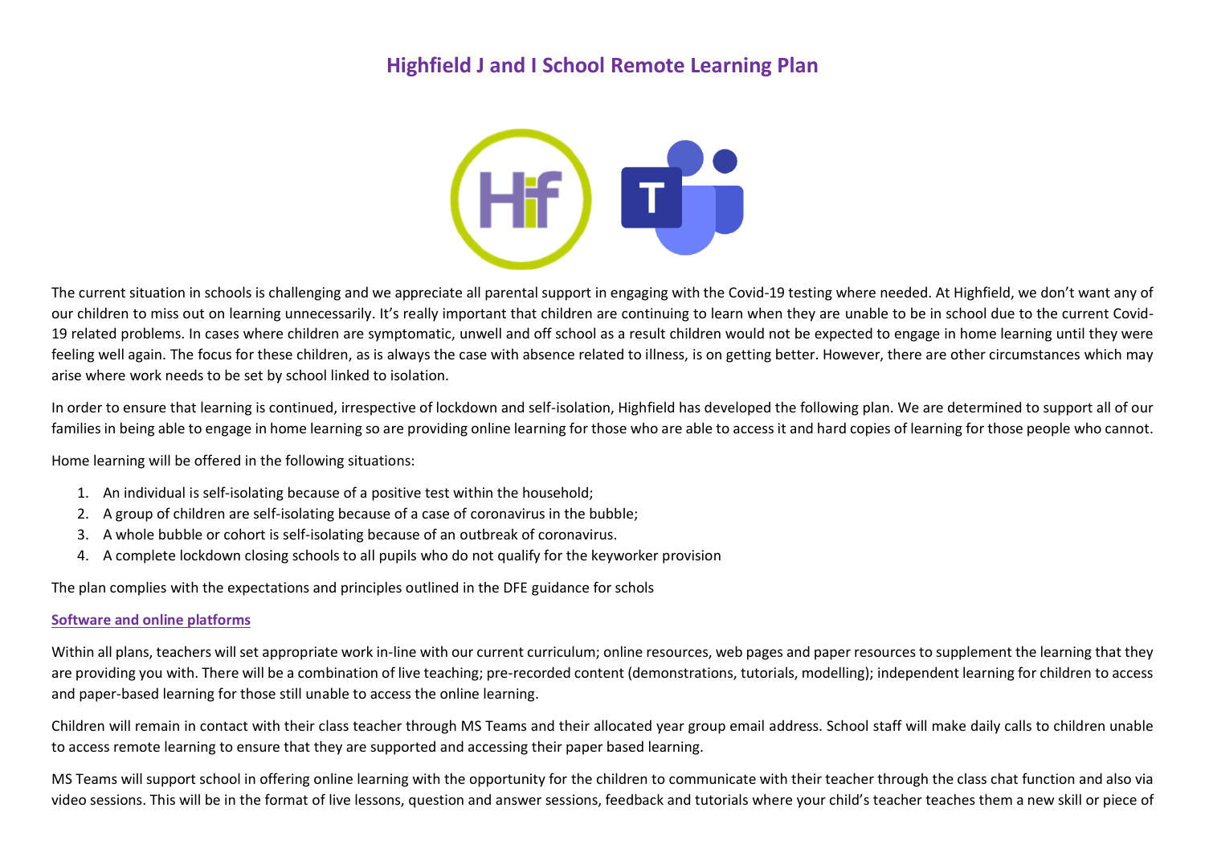# Highfield J and I School Remote Learning Plan

The current situation in schools is challenging and we appreciate all parental support in engaging with the Covid-19 testing where needed. At Highfield, we don't want any of our children to miss out on learning unnecessarily. It's really important that children are continuing to learn when they are unable to be in school due to the current Covid-19 related problems. In cases where children are symptomatic, unwell and off school as a result children would not be expected to engage in home learning until they were feeling well again. The focus for these children, as is always the case with absence related to illness, is on getting better. However, there are other circumstances which may arise where work needs to be set by school linked to isolation.

In order to ensure that learning is continued, irrespective of lockdown and self-isolation, Highfield has developed the following plan. We are determined to support all of our families in being able to engage in home learning so are providing online learning for those who are able to access it and hard copies of learning for those people who cannot.

Home learning will be offered in the following situations:

1. An individual is self-isolating because of a positive test within the household;
2. A group of children are self-isolating because of a case of coronavirus in the bubble;
3. A whole bubble or cohort is self-isolating because of an outbreak of coronavirus.
4. A complete lockdown closing schools to all pupils who do not qualify for the keyworker provision

The plan complies with the expectations and principles outlined in the DFE guidance for schols

## Software and online platforms

Within all plans, teachers will set appropriate work in-line with our current curriculum; online resources, web pages and paper resources to supplement the learning that they are providing you with. There will be a combination of live teaching; pre-recorded content (demonstrations, tutorials, modelling); independent learning for children to access and paper-based learning for those still unable to access the online learning.

Children will remain in contact with their class teacher through MS Teams and their allocated year group email address. School staff will make daily calls to children unable to access remote learning to ensure that they are supported and accessing their paper based learning.

MS Teams will support school in offering online learning with the opportunity for the children to communicate with their teacher through the class chat function and also via video sessions. This will be in the format of live lessons, question and answer sessions, feedback and tutorials where your child's teacher teaches them a new skill or piece of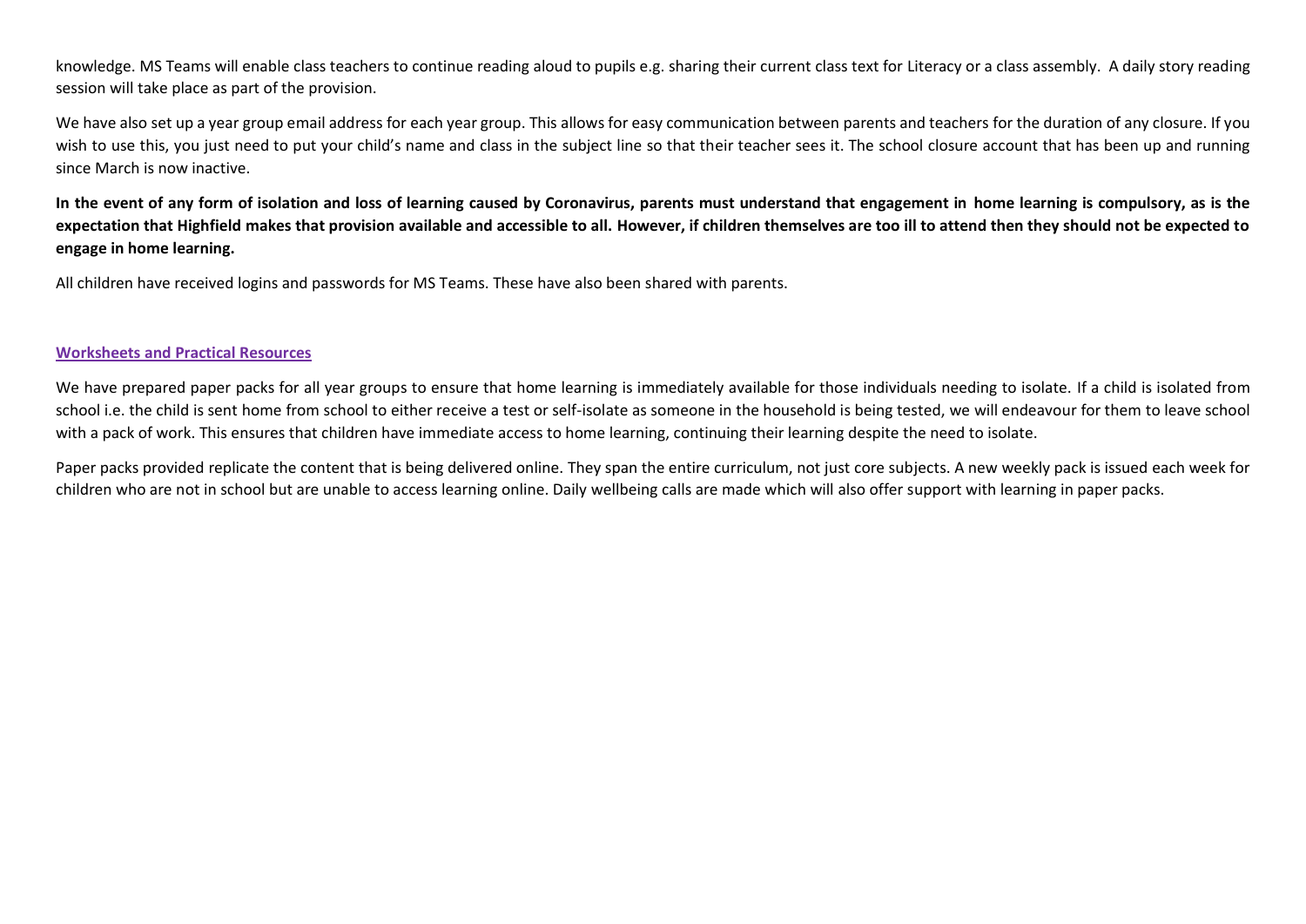knowledge. MS Teams will enable class teachers to continue reading aloud to pupils e.g. sharing their current class text for Literacy or a class assembly. A daily story reading session will take place as part of the provision.

We have also set up a year group email address for each year group. This allows for easy communication between parents and teachers for the duration of any closure. If you wish to use this, you just need to put your child's name and class in the subject line so that their teacher sees it. The school closure account that has been up and running since March is now inactive.

**In the event of any form of isolation and loss of learning caused by Coronavirus, parents must understand that engagement in home learning is compulsory, as is the expectation that Highfield makes that provision available and accessible to all. However, if children themselves are too ill to attend then they should not be expected to engage in home learning.**

All children have received logins and passwords for MS Teams. These have also been shared with parents.

## Worksheets and Practical Resources

We have prepared paper packs for all year groups to ensure that home learning is immediately available for those individuals needing to isolate. If a child is isolated from school i.e. the child is sent home from school to either receive a test or self-isolate as someone in the household is being tested, we will endeavour for them to leave school with a pack of work. This ensures that children have immediate access to home learning, continuing their learning despite the need to isolate.

Paper packs provided replicate the content that is being delivered online. They span the entire curriculum, not just core subjects. A new weekly pack is issued each week for children who are not in school but are unable to access learning online. Daily wellbeing calls are made which will also offer support with learning in paper packs.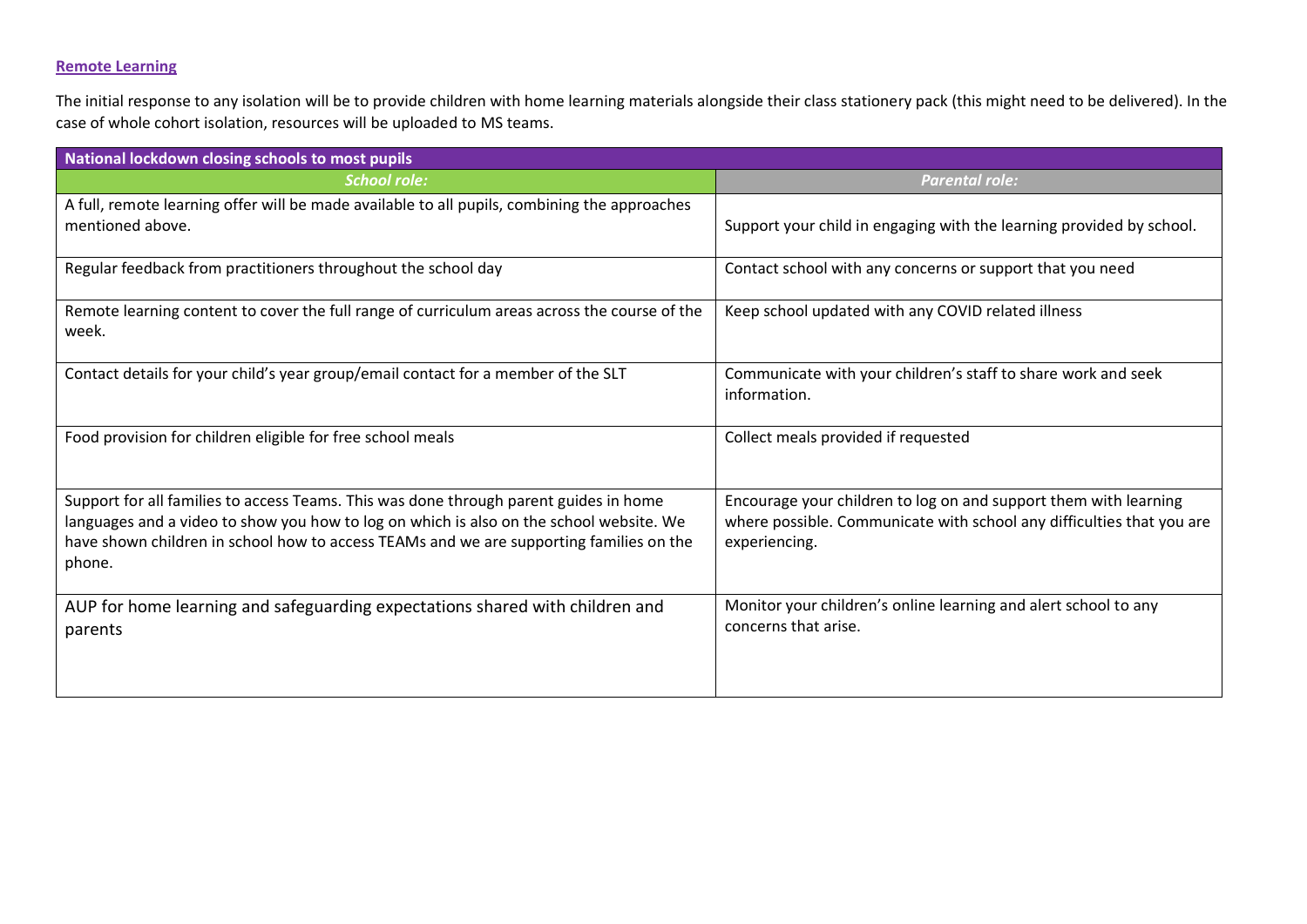## Remote Learning

The initial response to any isolation will be to provide children with home learning materials alongside their class stationery pack (this might need to be delivered). In the case of whole cohort isolation, resources will be uploaded to MS teams.

| **National lockdown closing schools to most pupils** | |
| --- | --- |
| ***School role:*** | ***Parental role:*** |
| A full, remote learning offer will be made available to all pupils, combining the approaches mentioned above. | Support your child in engaging with the learning provided by school. |
| Regular feedback from practitioners throughout the school day | Contact school with any concerns or support that you need |
| Remote learning content to cover the full range of curriculum areas across the course of the week. | Keep school updated with any COVID related illness |
| Contact details for your child's year group/email contact for a member of the SLT | Communicate with your children's staff to share work and seek information. |
| Food provision for children eligible for free school meals | Collect meals provided if requested |
| Support for all families to access Teams. This was done through parent guides in home languages and a video to show you how to log on which is also on the school website. We have shown children in school how to access TEAMs and we are supporting families on the phone. | Encourage your children to log on and support them with learning where possible. Communicate with school any difficulties that you are experiencing. |
| AUP for home learning and safeguarding expectations shared with children and parents | Monitor your children's online learning and alert school to any concerns that arise. |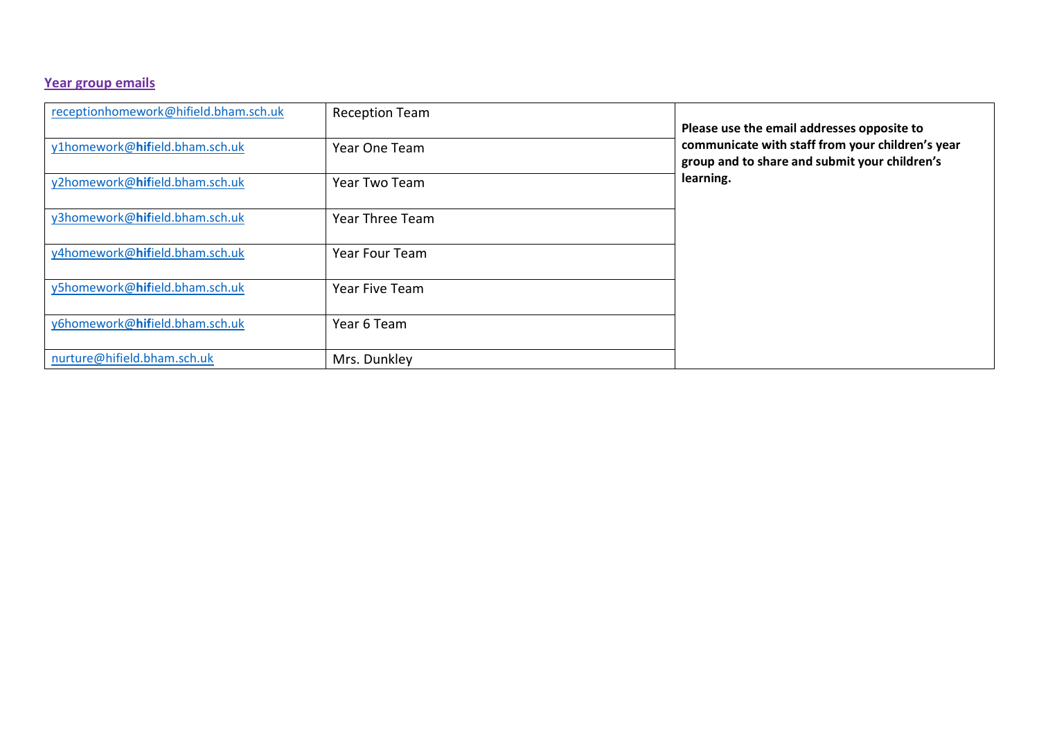## Year group emails

| | | |
|---|---|---|
| receptionhomework@hifield.bham.sch.uk | Reception Team | **Please use the email addresses opposite to communicate with staff from your children's year group and to share and submit your children's learning.** |
| y1homework@hifield.bham.sch.uk | Year One Team | |
| y2homework@hifield.bham.sch.uk | Year Two Team | |
| y3homework@hifield.bham.sch.uk | Year Three Team | |
| y4homework@hifield.bham.sch.uk | Year Four Team | |
| y5homework@hifield.bham.sch.uk | Year Five Team | |
| y6homework@hifield.bham.sch.uk | Year 6 Team | |
| nurture@hifield.bham.sch.uk | Mrs. Dunkley | |